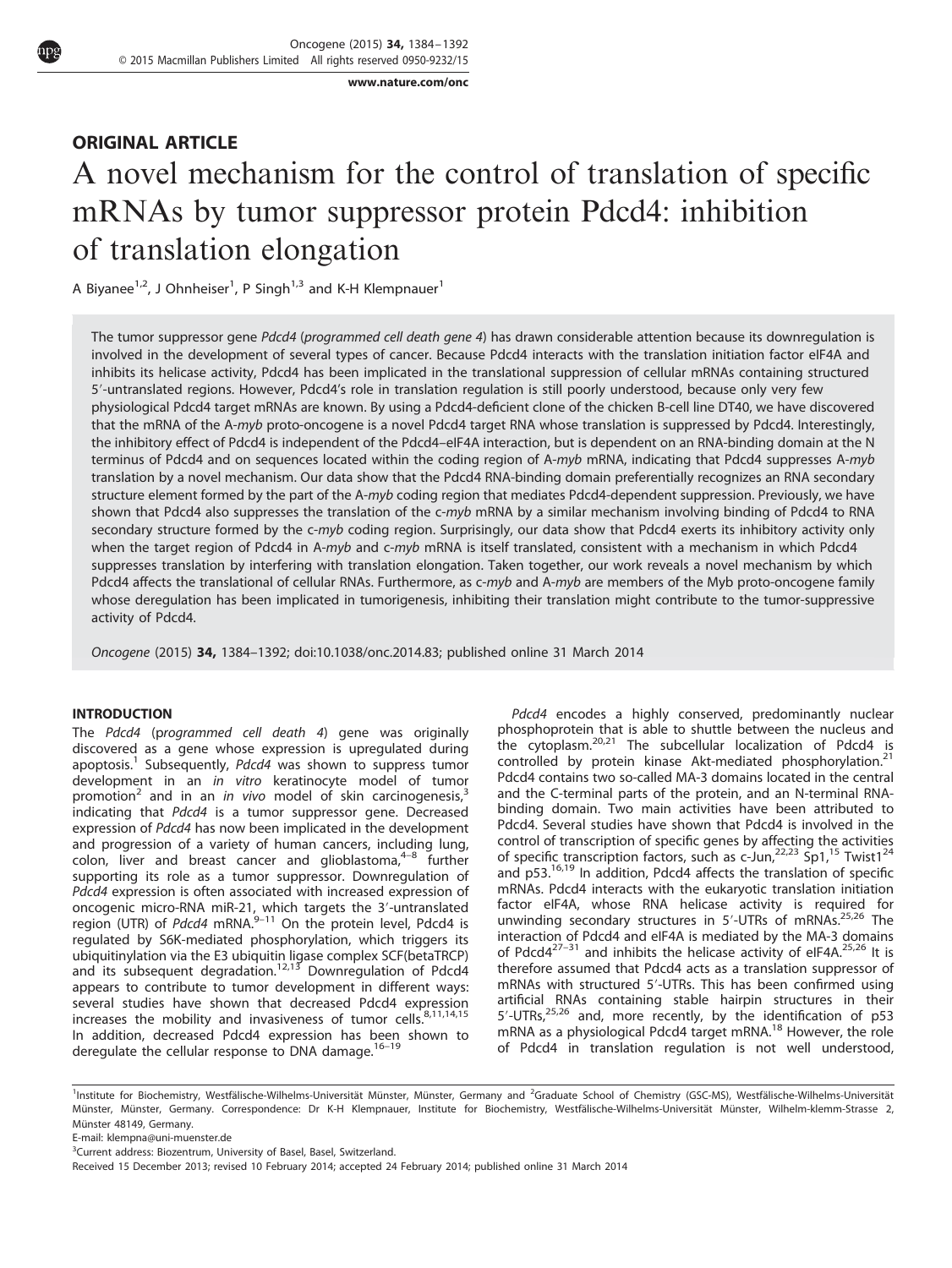ORIGINAL ARTICLE

# A novel mechanism for the control of translation of specific mRNAs by tumor suppressor protein Pdcd4: inhibition of translation elongation

A Biyanee[1,2], J Ohnheiser[1], P Singh[1,3] and K-H Klempnauer[1]

The tumor suppressor gene *Pdcd4* (*programmed cell death gene 4*) has drawn considerable attention because its downregulation is involved in the development of several types of cancer. Because Pdcd4 interacts with the translation initiation factor eIF4A and inhibits its helicase activity, Pdcd4 has been implicated in the translational suppression of cellular mRNAs containing structured 5′-untranslated regions. However, Pdcd4's role in translation regulation is still poorly understood, because only very few physiological Pdcd4 target mRNAs are known. By using a Pdcd4-deficient clone of the chicken B-cell line DT40, we have discovered that the mRNA of the A-*myb* proto-oncogene is a novel Pdcd4 target RNA whose translation is suppressed by Pdcd4. Interestingly, the inhibitory effect of Pdcd4 is independent of the Pdcd4–eIF4A interaction, but is dependent on an RNA-binding domain at the N terminus of Pdcd4 and on sequences located within the coding region of A-*myb* mRNA, indicating that Pdcd4 suppresses A-*myb* translation by a novel mechanism. Our data show that the Pdcd4 RNA-binding domain preferentially recognizes an RNA secondary structure element formed by the part of the A-*myb* coding region that mediates Pdcd4-dependent suppression. Previously, we have shown that Pdcd4 also suppresses the translation of the c-*myb* mRNA by a similar mechanism involving binding of Pdcd4 to RNA secondary structure formed by the c-*myb* coding region. Surprisingly, our data show that Pdcd4 exerts its inhibitory activity only when the target region of Pdcd4 in A-*myb* and c-*myb* mRNA is itself translated, consistent with a mechanism in which Pdcd4 suppresses translation by interfering with translation elongation. Taken together, our work reveals a novel mechanism by which Pdcd4 affects the translational of cellular RNAs. Furthermore, as c-*myb* and A-*myb* are members of the Myb proto-oncogene family whose deregulation has been implicated in tumorigenesis, inhibiting their translation might contribute to the tumor-suppressive activity of Pdcd4.

*Oncogene* (2015) **34,** 1384–1392; doi:10.1038/onc.2014.83; published online 31 March 2014

## INTRODUCTION

The *Pdcd4* (*programmed cell death 4*) gene was originally discovered as a gene whose expression is upregulated during apoptosis.[1] Subsequently, *Pdcd4* was shown to suppress tumor development in an *in vitro* keratinocyte model of tumor promotion[2] and in an *in vivo* model of skin carcinogenesis,[3] indicating that *Pdcd4* is a tumor suppressor gene. Decreased expression of *Pdcd4* has now been implicated in the development and progression of a variety of human cancers, including lung, colon, liver and breast cancer and glioblastoma,[4–8] further supporting its role as a tumor suppressor. Downregulation of *Pdcd4* expression is often associated with increased expression of oncogenic micro-RNA miR-21, which targets the 3′-untranslated region (UTR) of *Pdcd4* mRNA.[9–11] On the protein level, Pdcd4 is regulated by S6K-mediated phosphorylation, which triggers its ubiquitinylation via the E3 ubiquitin ligase complex SCF(betaTRCP) and its subsequent degradation.[12,13] Downregulation of Pdcd4 appears to contribute to tumor development in different ways: several studies have shown that decreased Pdcd4 expression increases the mobility and invasiveness of tumor cells.[8,11,14,15] In addition, decreased Pdcd4 expression has been shown to deregulate the cellular response to DNA damage.[16–19]

*Pdcd4* encodes a highly conserved, predominantly nuclear phosphoprotein that is able to shuttle between the nucleus and the cytoplasm.[20,21] The subcellular localization of Pdcd4 is controlled by protein kinase Akt-mediated phosphorylation.[21] Pdcd4 contains two so-called MA-3 domains located in the central and the C-terminal parts of the protein, and an N-terminal RNA-binding domain. Two main activities have been attributed to Pdcd4. Several studies have shown that Pdcd4 is involved in the control of transcription of specific genes by affecting the activities of specific transcription factors, such as c-Jun,[22,23] Sp1,[15] Twist1[24] and p53.[16,19] In addition, Pdcd4 affects the translation of specific mRNAs. Pdcd4 interacts with the eukaryotic translation initiation factor eIF4A, whose RNA helicase activity is required for unwinding secondary structures in 5′-UTRs of mRNAs.[25,26] The interaction of Pdcd4 and eIF4A is mediated by the MA-3 domains of Pdcd4[27–31] and inhibits the helicase activity of eIF4A.[25,26] It is therefore assumed that Pdcd4 acts as a translation suppressor of mRNAs with structured 5′-UTRs. This has been confirmed using artificial RNAs containing stable hairpin structures in their 5′-UTRs,[25,26] and, more recently, by the identification of p53 mRNA as a physiological Pdcd4 target mRNA.[18] However, the role of Pdcd4 in translation regulation is not well understood,

[1]Institute for Biochemistry, Westfälische-Wilhelms-Universität Münster, Münster, Germany and [2]Graduate School of Chemistry (GSC-MS), Westfälische-Wilhelms-Universität Münster, Münster, Germany. Correspondence: Dr K-H Klempnauer, Institute for Biochemistry, Westfälische-Wilhelms-Universität Münster, Wilhelm-klemm-Strasse 2, Münster 48149, Germany.
E-mail: klempna@uni-muenster.de
[3]Current address: Biozentrum, University of Basel, Basel, Switzerland.
Received 15 December 2013; revised 10 February 2014; accepted 24 February 2014; published online 31 March 2014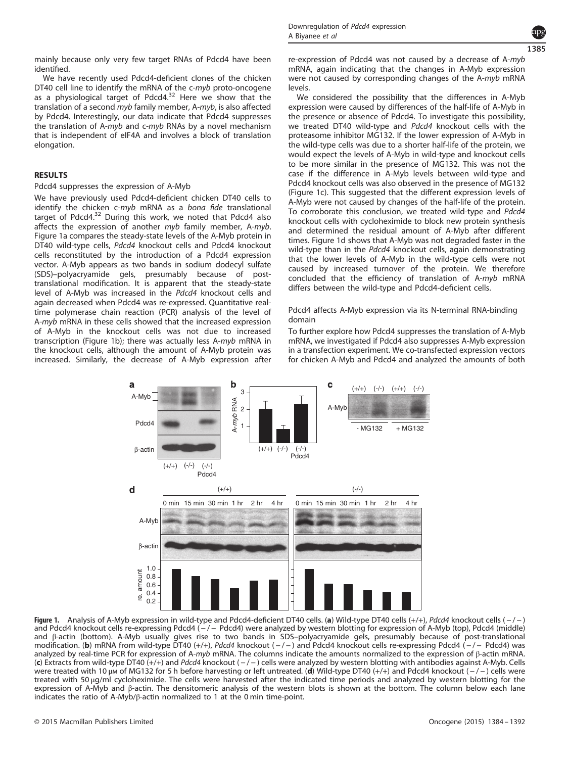mainly because only very few target RNAs of Pdcd4 have been identified.

We have recently used Pdcd4-deficient clones of the chicken DT40 cell line to identify the mRNA of the *c-myb* proto-oncogene as a physiological target of Pdcd4.[32] Here we show that the translation of a second *myb* family member, A-*myb*, is also affected by Pdcd4. Interestingly, our data indicate that Pdcd4 suppresses the translation of A-*myb* and *c-myb* RNAs by a novel mechanism that is independent of eIF4A and involves a block of translation elongation.

## RESULTS

### Pdcd4 suppresses the expression of A-Myb

We have previously used Pdcd4-deficient chicken DT40 cells to identify the chicken *c-myb* mRNA as a *bona fide* translational target of Pdcd4.[32] During this work, we noted that Pdcd4 also affects the expression of another *myb* family member, A-*myb*. Figure 1a compares the steady-state levels of the A-Myb protein in DT40 wild-type cells, *Pdcd4* knockout cells and Pdcd4 knockout cells reconstituted by the introduction of a Pdcd4 expression vector. A-Myb appears as two bands in sodium dodecyl sulfate (SDS)–polyacryamide gels, presumably because of post-translational modification. It is apparent that the steady-state level of A-Myb was increased in the *Pdcd4* knockout cells and again decreased when Pdcd4 was re-expressed. Quantitative real-time polymerase chain reaction (PCR) analysis of the level of A-*myb* mRNA in these cells showed that the increased expression of A-Myb in the knockout cells was not due to increased transcription (Figure 1b); there was actually less A-*myb* mRNA in the knockout cells, although the amount of A-Myb protein was increased. Similarly, the decrease of A-Myb expression after re-expression of Pdcd4 was not caused by a decrease of A-*myb* mRNA, again indicating that the changes in A-Myb expression were not caused by corresponding changes of the A-*myb* mRNA levels.

We considered the possibility that the differences in A-Myb expression were caused by differences of the half-life of A-Myb in the presence or absence of Pdcd4. To investigate this possibility, we treated DT40 wild-type and *Pdcd4* knockout cells with the proteasome inhibitor MG132. If the lower expression of A-Myb in the wild-type cells was due to a shorter half-life of the protein, we would expect the levels of A-Myb in wild-type and knockout cells to be more similar in the presence of MG132. This was not the case if the difference in A-Myb levels between wild-type and Pdcd4 knockout cells was also observed in the presence of MG132 (Figure 1c). This suggested that the different expression levels of A-Myb were not caused by changes of the half-life of the protein. To corroborate this conclusion, we treated wild-type and *Pdcd4* knockout cells with cycloheximide to block new protein synthesis and determined the residual amount of A-Myb after different times. Figure 1d shows that A-Myb was not degraded faster in the wild-type than in the *Pdcd4* knockout cells, again demonstrating that the lower levels of A-Myb in the wild-type cells were not caused by increased turnover of the protein. We therefore concluded that the efficiency of translation of A-*myb* mRNA differs between the wild-type and Pdcd4-deficient cells.

### Pdcd4 affects A-Myb expression via its N-terminal RNA-binding domain

To further explore how Pdcd4 suppresses the translation of A-Myb mRNA, we investigated if Pdcd4 also suppresses A-Myb expression in a transfection experiment. We co-transfected expression vectors for chicken A-Myb and Pdcd4 and analyzed the amounts of both

**Figure 1.** Analysis of A-Myb expression in wild-type and Pdcd4-deficient DT40 cells. (**a**) Wild-type DT40 cells (+/+), *Pdcd4* knockout cells (−/−) and Pdcd4 knockout cells re-expressing Pdcd4 (−/− Pdcd4) were analyzed by western blotting for expression of A-Myb (top), Pdcd4 (middle) and β-actin (bottom). A-Myb usually gives rise to two bands in SDS–polyacrylamide gels, presumably because of post-translational modification. (**b**) mRNA from wild-type DT40 (+/+), *Pdcd4* knockout (−/−) and Pdcd4 knockout cells re-expressing Pdcd4 (−/− Pdcd4) was analyzed by real-time PCR for expression of A-*myb* mRNA. The columns indicate the amounts normalized to the expression of β-actin mRNA. (**c**) Extracts from wild-type DT40 (+/+) and *Pdcd4* knockout (−/−) cells were analyzed by western blotting with antibodies against A-Myb. Cells were treated with 10 μM of MG132 for 5 h before harvesting or left untreated. (**d**) Wild-type DT40 (+/+) and Pdcd4 knockout (−/−) cells were treated with 50 μg/ml cycloheximide. The cells were harvested after the indicated time periods and analyzed by western blotting for the expression of A-Myb and β-actin. The densitomeric analysis of the western blots is shown at the bottom. The column below each lane indicates the ratio of A-Myb/β-actin normalized to 1 at the 0 min time-point.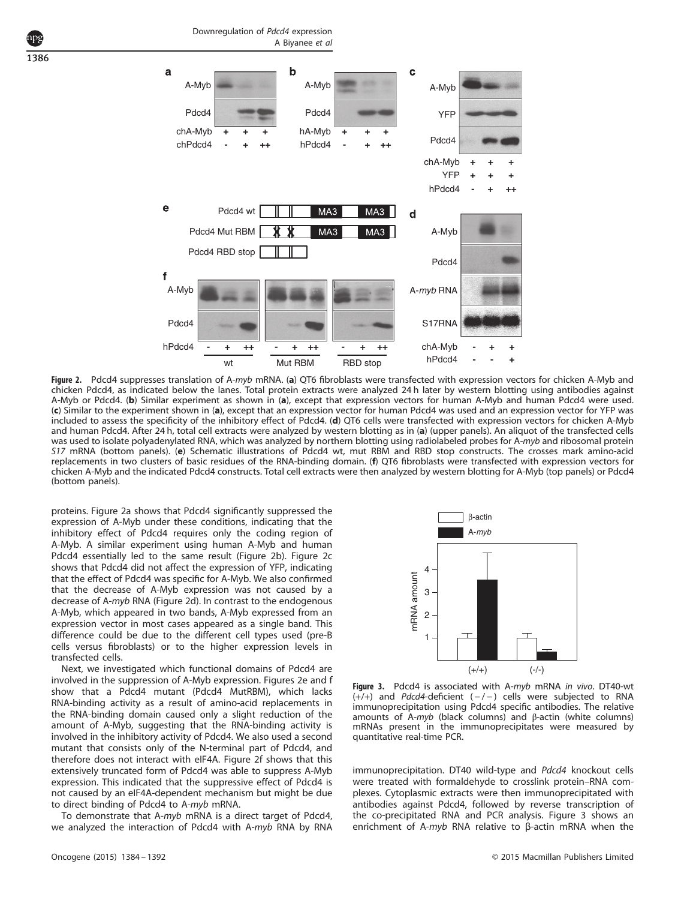**Figure 2.** Pdcd4 suppresses translation of A-*myb* mRNA. (**a**) QT6 fibroblasts were transfected with expression vectors for chicken A-Myb and chicken Pdcd4, as indicated below the lanes. Total protein extracts were analyzed 24 h later by western blotting using antibodies against A-Myb or Pdcd4. (**b**) Similar experiment as shown in (**a**), except that expression vectors for human A-Myb and human Pdcd4 were used. (**c**) Similar to the experiment shown in (**a**), except that an expression vector for human Pdcd4 was used and an expression vector for YFP was included to assess the specificity of the inhibitory effect of Pdcd4. (**d**) QT6 cells were transfected with expression vectors for chicken A-Myb and human Pdcd4. After 24 h, total cell extracts were analyzed by western blotting as in (**a**) (upper panels). An aliquot of the transfected cells was used to isolate polyadenylated RNA, which was analyzed by northern blotting using radiolabeled probes for A-*myb* and ribosomal protein *S17* mRNA (bottom panels). (**e**) Schematic illustrations of Pdcd4 wt, mut RBM and RBD stop constructs. The crosses mark amino-acid replacements in two clusters of basic residues of the RNA-binding domain. (**f**) QT6 fibroblasts were transfected with expression vectors for chicken A-Myb and the indicated Pdcd4 constructs. Total cell extracts were then analyzed by western blotting for A-Myb (top panels) or Pdcd4 (bottom panels).

proteins. Figure 2a shows that Pdcd4 significantly suppressed the expression of A-Myb under these conditions, indicating that the inhibitory effect of Pdcd4 requires only the coding region of A-Myb. A similar experiment using human A-Myb and human Pdcd4 essentially led to the same result (Figure 2b). Figure 2c shows that Pdcd4 did not affect the expression of YFP, indicating that the effect of Pdcd4 was specific for A-Myb. We also confirmed that the decrease of A-Myb expression was not caused by a decrease of A-*myb* RNA (Figure 2d). In contrast to the endogenous A-Myb, which appeared in two bands, A-Myb expressed from an expression vector in most cases appeared as a single band. This difference could be due to the different cell types used (pre-B cells versus fibroblasts) or to the higher expression levels in transfected cells.

Next, we investigated which functional domains of Pdcd4 are involved in the suppression of A-Myb expression. Figures 2e and f show that a Pdcd4 mutant (Pdcd4 MutRBM), which lacks RNA-binding activity as a result of amino-acid replacements in the RNA-binding domain caused only a slight reduction of the amount of A-Myb, suggesting that the RNA-binding activity is involved in the inhibitory activity of Pdcd4. We also used a second mutant that consists only of the N-terminal part of Pdcd4, and therefore does not interact with eIF4A. Figure 2f shows that this extensively truncated form of Pdcd4 was able to suppress A-Myb expression. This indicated that the suppressive effect of Pdcd4 is not caused by an eIF4A-dependent mechanism but might be due to direct binding of Pdcd4 to A-*myb* mRNA.

To demonstrate that A-*myb* mRNA is a direct target of Pdcd4, we analyzed the interaction of Pdcd4 with A-*myb* RNA by RNA immunoprecipitation. DT40 wild-type and *Pdcd4* knockout cells were treated with formaldehyde to crosslink protein–RNA complexes. Cytoplasmic extracts were then immunoprecipitated with antibodies against Pdcd4, followed by reverse transcription of the co-precipitated RNA and PCR analysis. Figure 3 shows an enrichment of A-*myb* RNA relative to β-actin mRNA when the

**Figure 3.** Pdcd4 is associated with A-*myb* mRNA *in vivo*. DT40-wt (+/+) and *Pdcd4*-deficient (−/−) cells were subjected to RNA immunoprecipitation using Pdcd4 specific antibodies. The relative amounts of A-*myb* (black columns) and β-actin (white columns) mRNAs present in the immunoprecipitates were measured by quantitative real-time PCR.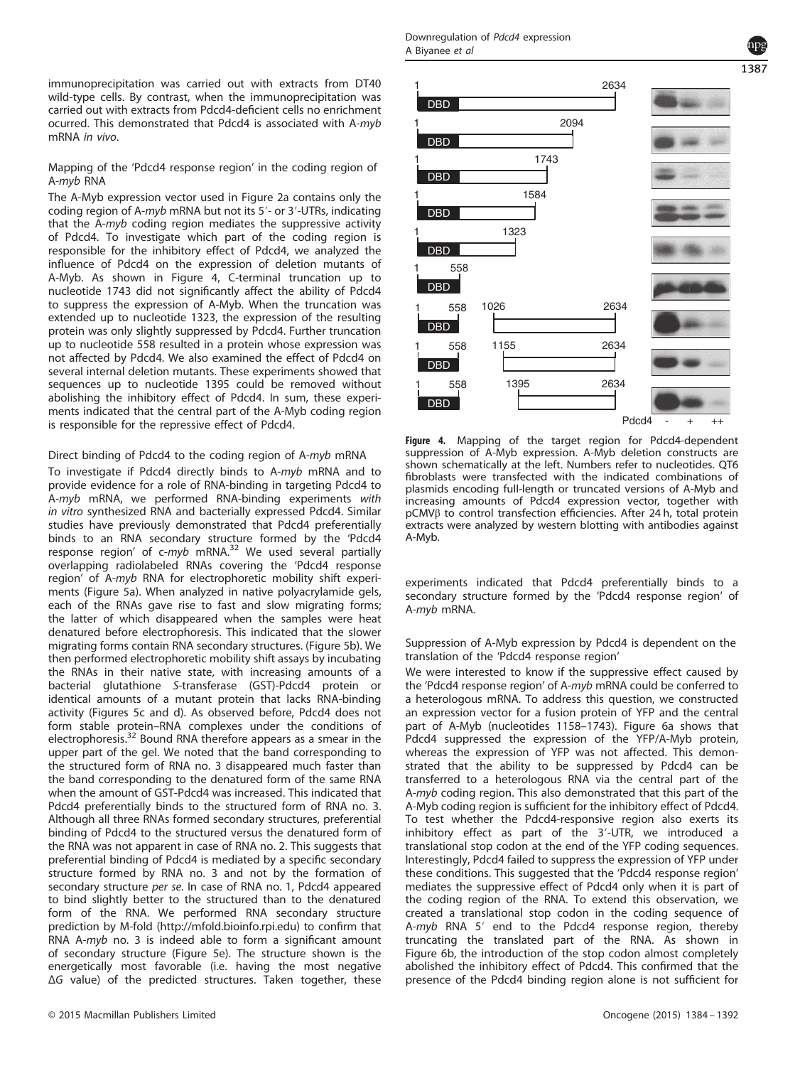immunoprecipitation was carried out with extracts from DT40 wild-type cells. By contrast, when the immunoprecipitation was carried out with extracts from Pdcd4-deficient cells no enrichment ocurred. This demonstrated that Pdcd4 is associated with A-*myb* mRNA *in vivo*.

### Mapping of the 'Pdcd4 response region' in the coding region of A-*myb* RNA

The A-Myb expression vector used in Figure 2a contains only the coding region of A-*myb* mRNA but not its 5′- or 3′-UTRs, indicating that the A-*myb* coding region mediates the suppressive activity of Pdcd4. To investigate which part of the coding region is responsible for the inhibitory effect of Pdcd4, we analyzed the influence of Pdcd4 on the expression of deletion mutants of A-Myb. As shown in Figure 4, C-terminal truncation up to nucleotide 1743 did not significantly affect the ability of Pdcd4 to suppress the expression of A-Myb. When the truncation was extended up to nucleotide 1323, the expression of the resulting protein was only slightly suppressed by Pdcd4. Further truncation up to nucleotide 558 resulted in a protein whose expression was not affected by Pdcd4. We also examined the effect of Pdcd4 on several internal deletion mutants. These experiments showed that sequences up to nucleotide 1395 could be removed without abolishing the inhibitory effect of Pdcd4. In sum, these experiments indicated that the central part of the A-Myb coding region is responsible for the repressive effect of Pdcd4.

### Direct binding of Pdcd4 to the coding region of A-*myb* mRNA

To investigate if Pdcd4 directly binds to A-*myb* mRNA and to provide evidence for a role of RNA-binding in targeting Pdcd4 to A-*myb* mRNA, we performed RNA-binding experiments *with in vitro* synthesized RNA and bacterially expressed Pdcd4. Similar studies have previously demonstrated that Pdcd4 preferentially binds to an RNA secondary structure formed by the 'Pdcd4 response region' of c-*myb* mRNA.[32] We used several partially overlapping radiolabeled RNAs covering the 'Pdcd4 response region' of A-*myb* RNA for electrophoretic mobility shift experiments (Figure 5a). When analyzed in native polyacrylamide gels, each of the RNAs gave rise to fast and slow migrating forms; the latter of which disappeared when the samples were heat denatured before electrophoresis. This indicated that the slower migrating forms contain RNA secondary structures. (Figure 5b). We then performed electrophoretic mobility shift assays by incubating the RNAs in their native state, with increasing amounts of a bacterial glutathione *S*-transferase (GST)-Pdcd4 protein or identical amounts of a mutant protein that lacks RNA-binding activity (Figures 5c and d). As observed before, Pdcd4 does not form stable protein–RNA complexes under the conditions of electrophoresis.[32] Bound RNA therefore appears as a smear in the upper part of the gel. We noted that the band corresponding to the structured form of RNA no. 3 disappeared much faster than the band corresponding to the denatured form of the same RNA when the amount of GST-Pdcd4 was increased. This indicated that Pdcd4 preferentially binds to the structured form of RNA no. 3. Although all three RNAs formed secondary structures, preferential binding of Pdcd4 to the structured versus the denatured form of the RNA was not apparent in case of RNA no. 2. This suggests that preferential binding of Pdcd4 is mediated by a specific secondary structure formed by RNA no. 3 and not by the formation of secondary structure *per se*. In case of RNA no. 1, Pdcd4 appeared to bind slightly better to the structured than to the denatured form of the RNA. We performed RNA secondary structure prediction by M-fold (http://mfold.bioinfo.rpi.edu) to confirm that RNA A-*myb* no. 3 is indeed able to form a significant amount of secondary structure (Figure 5e). The structure shown is the energetically most favorable (i.e. having the most negative $\Delta G$ value) of the predicted structures. Taken together, these experiments indicated that Pdcd4 preferentially binds to a secondary structure formed by the 'Pdcd4 response region' of A-*myb* mRNA.

**Figure 4.** Mapping of the target region for Pdcd4-dependent suppression of A-Myb expression. A-Myb deletion constructs are shown schematically at the left. Numbers refer to nucleotides. QT6 fibroblasts were transfected with the indicated combinations of plasmids encoding full-length or truncated versions of A-Myb and increasing amounts of Pdcd4 expression vector, together with pCMVβ to control transfection efficiencies. After 24 h, total protein extracts were analyzed by western blotting with antibodies against A-Myb.

### Suppression of A-Myb expression by Pdcd4 is dependent on the translation of the 'Pdcd4 response region'

We were interested to know if the suppressive effect caused by the 'Pdcd4 response region' of A-*myb* mRNA could be conferred to a heterologous mRNA. To address this question, we constructed an expression vector for a fusion protein of YFP and the central part of A-Myb (nucleotides 1158–1743). Figure 6a shows that Pdcd4 suppressed the expression of the YFP/A-Myb protein, whereas the expression of YFP was not affected. This demonstrated that the ability to be suppressed by Pdcd4 can be transferred to a heterologous RNA via the central part of the A-*myb* coding region. This also demonstrated that this part of the A-Myb coding region is sufficient for the inhibitory effect of Pdcd4. To test whether the Pdcd4-responsive region also exerts its inhibitory effect as part of the 3′-UTR, we introduced a translational stop codon at the end of the YFP coding sequences. Interestingly, Pdcd4 failed to suppress the expression of YFP under these conditions. This suggested that the 'Pdcd4 response region' mediates the suppressive effect of Pdcd4 only when it is part of the coding region of the RNA. To extend this observation, we created a translational stop codon in the coding sequence of A-*myb* RNA 5′ end to the Pdcd4 response region, thereby truncating the translated part of the RNA. As shown in Figure 6b, the introduction of the stop codon almost completely abolished the inhibitory effect of Pdcd4. This confirmed that the presence of the Pdcd4 binding region alone is not sufficient for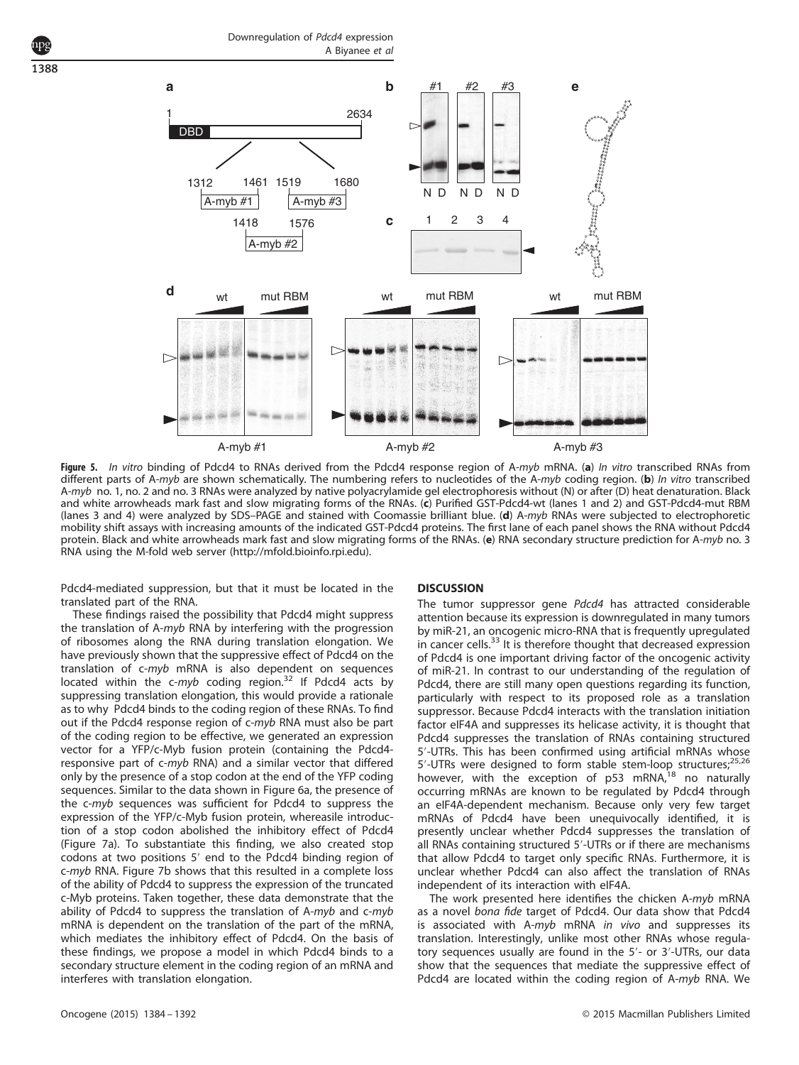**Figure 5.** *In vitro* binding of Pdcd4 to RNAs derived from the Pdcd4 response region of A-*myb* mRNA. (**a**) *In vitro* transcribed RNAs from different parts of A-*myb* are shown schematically. The numbering refers to nucleotides of the A-*myb* coding region. (**b**) *In vitro* transcribed A-*myb* no. 1, no. 2 and no. 3 RNAs were analyzed by native polyacrylamide gel electrophoresis without (N) or after (D) heat denaturation. Black and white arrowheads mark fast and slow migrating forms of the RNAs. (**c**) Purified GST-Pdcd4-wt (lanes 1 and 2) and GST-Pdcd4-mut RBM (lanes 3 and 4) were analyzed by SDS–PAGE and stained with Coomassie brilliant blue. (**d**) A-*myb* RNAs were subjected to electrophoretic mobility shift assays with increasing amounts of the indicated GST-Pdcd4 proteins. The first lane of each panel shows the RNA without Pdcd4 protein. Black and white arrowheads mark fast and slow migrating forms of the RNAs. (**e**) RNA secondary structure prediction for A-*myb* no. 3 RNA using the M-fold web server (http://mfold.bioinfo.rpi.edu).

Pdcd4-mediated suppression, but that it must be located in the translated part of the RNA.

These findings raised the possibility that Pdcd4 might suppress the translation of A-*myb* RNA by interfering with the progression of ribosomes along the RNA during translation elongation. We have previously shown that the suppressive effect of Pdcd4 on the translation of c-*myb* mRNA is also dependent on sequences located within the c-*myb* coding region.[32] If Pdcd4 acts by suppressing translation elongation, this would provide a rationale as to why Pdcd4 binds to the coding region of these RNAs. To find out if the Pdcd4 response region of c-*myb* RNA must also be part of the coding region to be effective, we generated an expression vector for a YFP/c-Myb fusion protein (containing the Pdcd4-responsive part of c-*myb* RNA) and a similar vector that differed only by the presence of a stop codon at the end of the YFP coding sequences. Similar to the data shown in Figure 6a, the presence of the c-*myb* sequences was sufficient for Pdcd4 to suppress the expression of the YFP/c-Myb fusion protein, whereasile introduction of a stop codon abolished the inhibitory effect of Pdcd4 (Figure 7a). To substantiate this finding, we also created stop codons at two positions 5′ end to the Pdcd4 binding region of c-*myb* RNA. Figure 7b shows that this resulted in a complete loss of the ability of Pdcd4 to suppress the expression of the truncated c-Myb proteins. Taken together, these data demonstrate that the ability of Pdcd4 to suppress the translation of A-*myb* and c-*myb* mRNA is dependent on the translation of the part of the mRNA, which mediates the inhibitory effect of Pdcd4. On the basis of these findings, we propose a model in which Pdcd4 binds to a secondary structure element in the coding region of an mRNA and interferes with translation elongation.

## DISCUSSION

The tumor suppressor gene *Pdcd4* has attracted considerable attention because its expression is downregulated in many tumors by miR-21, an oncogenic micro-RNA that is frequently upregulated in cancer cells.[33] It is therefore thought that decreased expression of Pdcd4 is one important driving factor of the oncogenic activity of miR-21. In contrast to our understanding of the regulation of Pdcd4, there are still many open questions regarding its function, particularly with respect to its proposed role as a translation suppressor. Because Pdcd4 interacts with the translation initiation factor eIF4A and suppresses its helicase activity, it is thought that Pdcd4 suppresses the translation of RNAs containing structured 5′-UTRs. This has been confirmed using artificial mRNAs whose 5′-UTRs were designed to form stable stem-loop structures;[25,26] however, with the exception of p53 mRNA,[18] no naturally occurring mRNAs are known to be regulated by Pdcd4 through an eIF4A-dependent mechanism. Because only very few target mRNAs of Pdcd4 have been unequivocally identified, it is presently unclear whether Pdcd4 suppresses the translation of all RNAs containing structured 5′-UTRs or if there are mechanisms that allow Pdcd4 to target only specific RNAs. Furthermore, it is unclear whether Pdcd4 can also affect the translation of RNAs independent of its interaction with eIF4A.

The work presented here identifies the chicken A-*myb* mRNA as a novel *bona fide* target of Pdcd4. Our data show that Pdcd4 is associated with A-*myb* mRNA *in vivo* and suppresses its translation. Interestingly, unlike most other RNAs whose regulatory sequences usually are found in the 5′- or 3′-UTRs, our data show that the sequences that mediate the suppressive effect of Pdcd4 are located within the coding region of A-*myb* RNA. We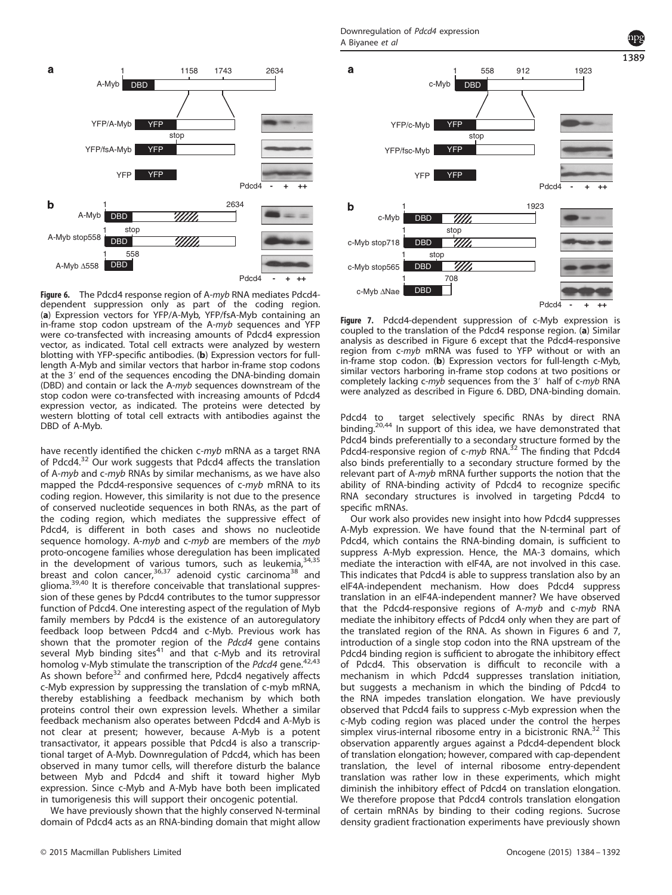**Figure 6.** The Pdcd4 response region of A-*myb* RNA mediates Pdcd4-dependent suppression only as part of the coding region. (**a**) Expression vectors for YFP/A-Myb, YFP/fsA-Myb containing an in-frame stop codon upstream of the A-*myb* sequences and YFP were co-transfected with increasing amounts of Pdcd4 expression vector, as indicated. Total cell extracts were analyzed by western blotting with YFP-specific antibodies. (**b**) Expression vectors for full-length A-Myb and similar vectors that harbor in-frame stop codons at the 3′ end of the sequences encoding the DNA-binding domain (DBD) and contain or lack the A-*myb* sequences downstream of the stop codon were co-transfected with increasing amounts of Pdcd4 expression vector, as indicated. The proteins were detected by western blotting of total cell extracts with antibodies against the DBD of A-Myb.

**Figure 7.** Pdcd4-dependent suppression of c-Myb expression is coupled to the translation of the Pdcd4 response region. (**a**) Similar analysis as described in Figure 6 except that the Pdcd4-responsive region from c-*myb* mRNA was fused to YFP without or with an in-frame stop codon. (**b**) Expression vectors for full-length c-Myb, similar vectors harboring in-frame stop codons at two positions or completely lacking c-*myb* sequences from the 3′ half of c-*myb* RNA were analyzed as described in Figure 6. DBD, DNA-binding domain.

have recently identified the chicken c-*myb* mRNA as a target RNA of Pdcd4.[32] Our work suggests that Pdcd4 affects the translation of A-*myb* and c-*myb* RNAs by similar mechanisms, as we have also mapped the Pdcd4-responsive sequences of c-*myb* mRNA to its coding region. However, this similarity is not due to the presence of conserved nucleotide sequences in both RNAs, as the part of the coding region, which mediates the suppressive effect of Pdcd4, is different in both cases and shows no nucleotide sequence homology. A-*myb* and c-*myb* are members of the *myb* proto-oncogene families whose deregulation has been implicated in the development of various tumors, such as leukemia,[34,35] breast and colon cancer,[36,37] adenoid cystic carcinoma[38] and glioma.[39,40] It is therefore conceivable that translational suppression of these genes by Pdcd4 contributes to the tumor suppressor function of Pdcd4. One interesting aspect of the regulation of Myb family members by Pdcd4 is the existence of an autoregulatory feedback loop between Pdcd4 and c-Myb. Previous work has shown that the promoter region of the *Pdcd4* gene contains several Myb binding sites[41] and that c-Myb and its retroviral homolog v-Myb stimulate the transcription of the *Pdcd4* gene.[42,43] As shown before[32] and confirmed here, Pdcd4 negatively affects c-Myb expression by suppressing the translation of c-myb mRNA, thereby establishing a feedback mechanism by which both proteins control their own expression levels. Whether a similar feedback mechanism also operates between Pdcd4 and A-Myb is not clear at present; however, because A-Myb is a potent transactivator, it appears possible that Pdcd4 is also a transcriptional target of A-Myb. Downregulation of Pdcd4, which has been observed in many tumor cells, will therefore disturb the balance between Myb and Pdcd4 and shift it toward higher Myb expression. Since c-Myb and A-Myb have both been implicated in tumorigenesis this will support their oncogenic potential.

We have previously shown that the highly conserved N-terminal domain of Pdcd4 acts as an RNA-binding domain that might allow Pdcd4 to target selectively specific RNAs by direct RNA binding.[20,44] In support of this idea, we have demonstrated that Pdcd4 binds preferentially to a secondary structure formed by the Pdcd4-responsive region of c-*myb* RNA.[32] The finding that Pdcd4 also binds preferentially to a secondary structure formed by the relevant part of A-*myb* mRNA further supports the notion that the ability of RNA-binding activity of Pdcd4 to recognize specific RNA secondary structures is involved in targeting Pdcd4 to specific mRNAs.

Our work also provides new insight into how Pdcd4 suppresses A-Myb expression. We have found that the N-terminal part of Pdcd4, which contains the RNA-binding domain, is sufficient to suppress A-Myb expression. Hence, the MA-3 domains, which mediate the interaction with eIF4A, are not involved in this case. This indicates that Pdcd4 is able to suppress translation also by an eIF4A-independent mechanism. How does Pdcd4 suppress translation in an eIF4A-independent manner? We have observed that the Pdcd4-responsive regions of A-*myb* and c-*myb* RNA mediate the inhibitory effects of Pdcd4 only when they are part of the translated region of the RNA. As shown in Figures 6 and 7, introduction of a single stop codon into the RNA upstream of the Pdcd4 binding region is sufficient to abrogate the inhibitory effect of Pdcd4. This observation is difficult to reconcile with a mechanism in which Pdcd4 suppresses translation initiation, but suggests a mechanism in which the binding of Pdcd4 to the RNA impedes translation elongation. We have previously observed that Pdcd4 fails to suppress c-Myb expression when the c-Myb coding region was placed under the control the herpes simplex virus-internal ribosome entry in a bicistronic RNA.[32] This observation apparently argues against a Pdcd4-dependent block of translation elongation; however, compared with cap-dependent translation, the level of internal ribosome entry-dependent translation was rather low in these experiments, which might diminish the inhibitory effect of Pdcd4 on translation elongation. We therefore propose that Pdcd4 controls translation elongation of certain mRNAs by binding to their coding regions. Sucrose density gradient fractionation experiments have previously shown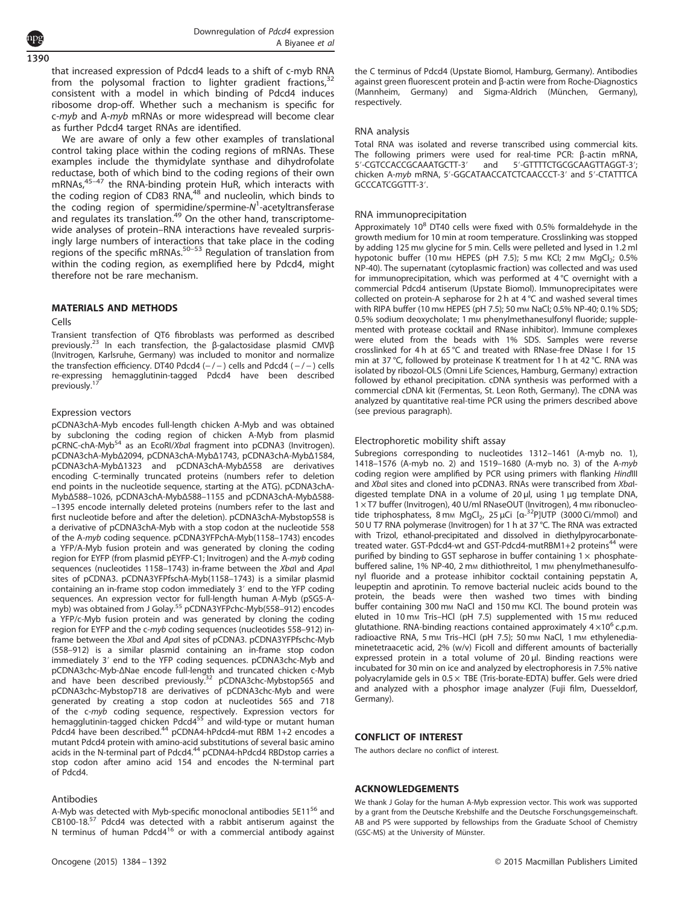that increased expression of Pdcd4 leads to a shift of c-myb RNA from the polysomal fraction to lighter gradient fractions,[32] consistent with a model in which binding of Pdcd4 induces ribosome drop-off. Whether such a mechanism is specific for c-*myb* and A-*myb* mRNAs or more widespread will become clear as further Pdcd4 target RNAs are identified.

We are aware of only a few other examples of translational control taking place within the coding regions of mRNAs. These examples include the thymidylate synthase and dihydrofolate reductase, both of which bind to the coding regions of their own mRNAs,[45–47] the RNA-binding protein HuR, which interacts with the coding region of CD83 RNA,[48] and nucleolin, which binds to the coding region of spermidine/spermine-$N^1$-acetyltransferase and regulates its translation.[49] On the other hand, transcriptome-wide analyses of protein–RNA interactions have revealed surprisingly large numbers of interactions that take place in the coding regions of the specific mRNAs.[50–53] Regulation of translation from within the coding region, as exemplified here by Pdcd4, might therefore not be rare mechanism.

## MATERIALS AND METHODS

### Cells

Transient transfection of QT6 fibroblasts was performed as described previously.[23] In each transfection, the β-galactosidase plasmid CMVβ (Invitrogen, Karlsruhe, Germany) was included to monitor and normalize the transfection efficiency. DT40 Pdcd4 (−/−) cells and Pdcd4 (−/−) cells re-expressing hemagglutinin-tagged Pdcd4 have been described previously.[17]

### Expression vectors

pCDNA3chA-Myb encodes full-length chicken A-Myb and was obtained by subcloning the coding region of chicken A-Myb from plasmid pCRNC-chA-Myb[54] as an EcoRI/*Xba*I fragment into pCDNA3 (Invitrogen). pCDNA3chA-MybΔ2094, pCDNA3chA-MybΔ1743, pCDNA3chA-MybΔ1584, pCDNA3chA-MybΔ1323 and pCDNA3chA-MybΔ558 are derivatives encoding C-terminally truncated proteins (numbers refer to deletion end points in the nucleotide sequence, starting at the ATG). pCDNA3chA-MybΔ588–1026, pCDNA3chA-MybΔ588–1155 and pCDNA3chA-MybΔ588–1395 encode internally deleted proteins (numbers refer to the last and first nucleotide before and after the deletion). pCDNA3chA-Mybstop558 is a derivative of pCDNA3chA-Myb with a stop codon at the nucleotide 558 of the A-*myb* coding sequence. pCDNA3YFPchA-Myb(1158–1743) encodes a YFP/A-Myb fusion protein and was generated by cloning the coding region for EYFP (from plasmid pEYFP-C1; Invitrogen) and the A-*myb* coding sequences (nucleotides 1158–1743) in-frame between the *Xba*I and *Apa*I sites of pCDNA3. pCDNA3YFPfschA-Myb(1158–1743) is a similar plasmid containing an in-frame stop codon immediately 3′ end to the YFP coding sequences. An expression vector for full-length human A-Myb (pSG5-A-myb) was obtained from J Golay.[55] pCDNA3YFPchc-Myb(558–912) encodes a YFP/c-Myb fusion protein and was generated by cloning the coding region for EYFP and the c-*myb* coding sequences (nucleotides 558–912) in-frame between the *Xba*I and *Apa*I sites of pCDNA3. pCDNA3YFPfschc-Myb (558–912) is a similar plasmid containing an in-frame stop codon immediately 3′ end to the YFP coding sequences. pCDNA3chc-Myb and pCDNA3chc-Myb-ΔNae encode full-length and truncated chicken c-Myb and have been described previously.[32] pCDNA3chc-Mybstop565 and pCDNA3chc-Mybstop718 are derivatives of pCDNA3chc-Myb and were generated by creating a stop codon at nucleotides 565 and 718 of the c-*myb* coding sequence, respectively. Expression vectors for hemagglutinin-tagged chicken Pdcd4[55] and wild-type or mutant human Pdcd4 have been described.[44] pCDNA4-hPdcd4-mut RBM 1+2 encodes a mutant Pdcd4 protein with amino-acid substitutions of several basic amino acids in the N-terminal part of Pdcd4.[44] pCDNA4-hPdcd4 RBDstop carries a stop codon after amino acid 154 and encodes the N-terminal part of Pdcd4.

### Antibodies

A-Myb was detected with Myb-specific monoclonal antibodies 5E11[56] and CB100-18.[57] Pdcd4 was detected with a rabbit antiserum against the N terminus of human Pdcd4[16] or with a commercial antibody against the C terminus of Pdcd4 (Upstate Biomol, Hamburg, Germany). Antibodies against green fluorescent protein and β-actin were from Roche-Diagnostics (Mannheim, Germany) and Sigma-Aldrich (München, Germany), respectively.

### RNA analysis

Total RNA was isolated and reverse transcribed using commercial kits. The following primers were used for real-time PCR: β-actin mRNA, 5′-CGTCCACCGCAAATGCTT-3′ and 5′-GTTTTCTGCGCAAGTTAGGT-3′; chicken A-*myb* mRNA, 5′-GGCATAACCATCTCAACCCT-3′ and 5′-CTATTTCA GCCCATCGGTTT-3′.

### RNA immunoprecipitation

Approximately $10^8$ DT40 cells were fixed with 0.5% formaldehyde in the growth medium for 10 min at room temperature. Crosslinking was stopped by adding 125 mM glycine for 5 min. Cells were pelleted and lysed in 1.2 ml hypotonic buffer (10 mM HEPES (pH 7.5); 5 mM KCl; 2 mM $MgCl_2$; 0.5% NP-40). The supernatant (cytoplasmic fraction) was collected and was used for immunoprecipitation, which was performed at 4 °C overnight with a commercial Pdcd4 antiserum (Upstate Biomol). Immunoprecipitates were collected on protein-A sepharose for 2 h at 4 °C and washed several times with RIPA buffer (10 mM HEPES (pH 7.5); 50 mM NaCl; 0.5% NP-40; 0.1% SDS; 0.5% sodium deoxycholate; 1 mM phenylmethanesulfonyl fluoride; supplemented with protease cocktail and RNase inhibitor). Immune complexes were eluted from the beads with 1% SDS. Samples were reverse crosslinked for 4 h at 65 °C and treated with RNase-free DNase I for 15 min at 37 °C, followed by proteinase K treatment for 1 h at 42 °C. RNA was isolated by ribozol-OLS (Omni Life Sciences, Hamburg, Germany) extraction followed by ethanol precipitation. cDNA synthesis was performed with a commercial cDNA kit (Fermentas, St. Leon Roth, Germany). The cDNA was analyzed by quantitative real-time PCR using the primers described above (see previous paragraph).

### Electrophoretic mobility shift assay

Subregions corresponding to nucleotides 1312–1461 (A-myb no. 1), 1418–1576 (A-myb no. 2) and 1519–1680 (A-myb no. 3) of the A-*myb* coding region were amplified by PCR using primers with flanking *Hind*III and *Xba*I sites and cloned into pCDNA3. RNAs were transcribed from *Xba*I-digested template DNA in a volume of 20 µl, using 1 µg template DNA, 1× T7 buffer (Invitrogen), 40 U/ml RNaseOUT (Invitrogen), 4 mM ribonucleotide triphosphatess, 8 mM $MgCl_2$, 25 µCi [α-$^{32}$P]UTP (3000 Ci/mmol) and 50 U T7 RNA polymerase (Invitrogen) for 1 h at 37 °C. The RNA was extracted with Trizol, ethanol-precipitated and dissolved in diethylpyrocarbonate-treated water. GST-Pdcd4-wt and GST-Pdcd4-mutRBM1+2 proteins[44] were purified by binding to GST sepharose in buffer containing 1× phosphate-buffered saline, 1% NP-40, 2 mM dithiothreitol, 1 mM phenylmethanesulfonyl fluoride and a protease inhibitor cocktail containing pepstatin A, leupeptin and aprotinin. To remove bacterial nucleic acids bound to the protein, the beads were then washed two times with binding buffer containing 300 mM NaCl and 150 mM KCl. The bound protein was eluted in 10 mM Tris–HCl (pH 7.5) supplemented with 15 mM reduced glutathione. RNA-binding reactions contained approximately $4 \times 10^6$ c.p.m. radioactive RNA, 5 mM Tris–HCl (pH 7.5); 50 mM NaCl, 1 mM ethylenediaminetetraacetic acid, 2% (w/v) Ficoll and different amounts of bacterially expressed protein in a total volume of 20 µl. Binding reactions were incubated for 30 min on ice and analyzed by electrophoresis in 7.5% native polyacrylamide gels in 0.5× TBE (Tris-borate-EDTA) buffer. Gels were dried and analyzed with a phosphor image analyzer (Fuji film, Duesseldorf, Germany).

## CONFLICT OF INTEREST

The authors declare no conflict of interest.

## ACKNOWLEDGEMENTS

We thank J Golay for the human A-Myb expression vector. This work was supported by a grant from the Deutsche Krebshilfe and the Deutsche Forschungsgemeinschaft. AB and PS were supported by fellowships from the Graduate School of Chemistry (GSC-MS) at the University of Münster.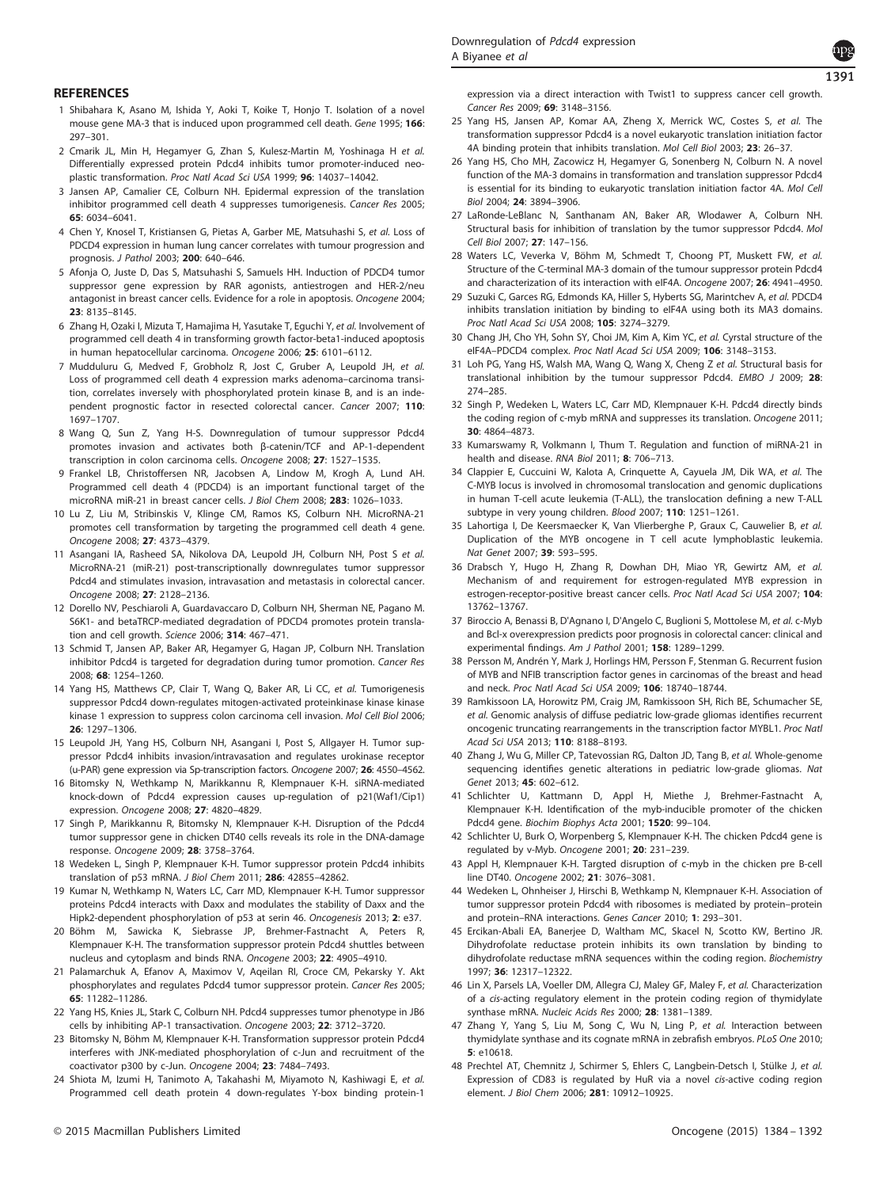## REFERENCES

1 Shibahara K, Asano M, Ishida Y, Aoki T, Koike T, Honjo T. Isolation of a novel mouse gene MA-3 that is induced upon programmed cell death. *Gene* 1995; **166**: 297–301.

2 Cmarik JL, Min H, Hegamyer G, Zhan S, Kulesz-Martin M, Yoshinaga H *et al.* Differentially expressed protein Pdcd4 inhibits tumor promoter-induced neoplastic transformation. *Proc Natl Acad Sci USA* 1999; **96**: 14037–14042.

3 Jansen AP, Camalier CE, Colburn NH. Epidermal expression of the translation inhibitor programmed cell death 4 suppresses tumorigenesis. *Cancer Res* 2005; **65**: 6034–6041.

4 Chen Y, Knosel T, Kristiansen G, Pietas A, Garber ME, Matsuhashi S, *et al.* Loss of PDCD4 expression in human lung cancer correlates with tumour progression and prognosis. *J Pathol* 2003; **200**: 640–646.

5 Afonja O, Juste D, Das S, Matsuhashi S, Samuels HH. Induction of PDCD4 tumor suppressor gene expression by RAR agonists, antiestrogen and HER-2/neu antagonist in breast cancer cells. Evidence for a role in apoptosis. *Oncogene* 2004; **23**: 8135–8145.

6 Zhang H, Ozaki I, Mizuta T, Hamajima H, Yasutake T, Eguchi Y, *et al.* Involvement of programmed cell death 4 in transforming growth factor-beta1-induced apoptosis in human hepatocellular carcinoma. *Oncogene* 2006; **25**: 6101–6112.

7 Mudduluru G, Medved F, Grobholz R, Jost C, Gruber A, Leupold JH, *et al.* Loss of programmed cell death 4 expression marks adenoma–carcinoma transition, correlates inversely with phosphorylated protein kinase B, and is an independent prognostic factor in resected colorectal cancer. *Cancer* 2007; **110**: 1697–1707.

8 Wang Q, Sun Z, Yang H-S. Downregulation of tumour suppressor Pdcd4 promotes invasion and activates both β-catenin/TCF and AP-1-dependent transcription in colon carcinoma cells. *Oncogene* 2008; **27**: 1527–1535.

9 Frankel LB, Christoffersen NR, Jacobsen A, Lindow M, Krogh A, Lund AH. Programmed cell death 4 (PDCD4) is an important functional target of the microRNA miR-21 in breast cancer cells. *J Biol Chem* 2008; **283**: 1026–1033.

10 Lu Z, Liu M, Stribinskis V, Klinge CM, Ramos KS, Colburn NH. MicroRNA-21 promotes cell transformation by targeting the programmed cell death 4 gene. *Oncogene* 2008; **27**: 4373–4379.

11 Asangani IA, Rasheed SA, Nikolova DA, Leupold JH, Colburn NH, Post S *et al.* MicroRNA-21 (miR-21) post-transcriptionally downregulates tumor suppressor Pdcd4 and stimulates invasion, intravasation and metastasis in colorectal cancer. *Oncogene* 2008; **27**: 2128–2136.

12 Dorello NV, Peschiaroli A, Guardavaccaro D, Colburn NH, Sherman NE, Pagano M. S6K1- and betaTRCP-mediated degradation of PDCD4 promotes protein translation and cell growth. *Science* 2006; **314**: 467–471.

13 Schmid T, Jansen AP, Baker AR, Hegamyer G, Hagan JP, Colburn NH. Translation inhibitor Pdcd4 is targeted for degradation during tumor promotion. *Cancer Res* 2008; **68**: 1254–1260.

14 Yang HS, Matthews CP, Clair T, Wang Q, Baker AR, Li CC, *et al.* Tumorigenesis suppressor Pdcd4 down-regulates mitogen-activated proteinkinase kinase kinase kinase 1 expression to suppress colon carcinoma cell invasion. *Mol Cell Biol* 2006; **26**: 1297–1306.

15 Leupold JH, Yang HS, Colburn NH, Asangani I, Post S, Allgayer H. Tumor suppressor Pdcd4 inhibits invasion/intravasation and regulates urokinase receptor (u-PAR) gene expression via Sp-transcription factors. *Oncogene* 2007; **26**: 4550–4562.

16 Bitomsky N, Wethkamp N, Marikkannu R, Klempnauer K-H. siRNA-mediated knock-down of Pdcd4 expression causes up-regulation of p21(Waf1/Cip1) expression. *Oncogene* 2008; **27**: 4820–4829.

17 Singh P, Marikkannu R, Bitomsky N, Klempnauer K-H. Disruption of the Pdcd4 tumor suppressor gene in chicken DT40 cells reveals its role in the DNA-damage response. *Oncogene* 2009; **28**: 3758–3764.

18 Wedeken L, Singh P, Klempnauer K-H. Tumor suppressor protein Pdcd4 inhibits translation of p53 mRNA. *J Biol Chem* 2011; **286**: 42855–42862.

19 Kumar N, Wethkamp N, Waters LC, Carr MD, Klempnauer K-H. Tumor suppressor proteins Pdcd4 interacts with Daxx and modulates the stability of Daxx and the Hipk2-dependent phosphorylation of p53 at serin 46. *Oncogenesis* 2013; **2**: e37.

20 Böhm M, Sawicka K, Siebrasse JP, Brehmer-Fastnacht A, Peters R, Klempnauer K-H. The transformation suppressor protein Pdcd4 shuttles between nucleus and cytoplasm and binds RNA. *Oncogene* 2003; **22**: 4905–4910.

21 Palamarchuk A, Efanov A, Maximov V, Aqeilan RI, Croce CM, Pekarsky Y. Akt phosphorylates and regulates Pdcd4 tumor suppressor protein. *Cancer Res* 2005; **65**: 11282–11286.

22 Yang HS, Knies JL, Stark C, Colburn NH. Pdcd4 suppresses tumor phenotype in JB6 cells by inhibiting AP-1 transactivation. *Oncogene* 2003; **22**: 3712–3720.

23 Bitomsky N, Böhm M, Klempnauer K-H. Transformation suppressor protein Pdcd4 interferes with JNK-mediated phosphorylation of c-Jun and recruitment of the coactivator p300 by c-Jun. *Oncogene* 2004; **23**: 7484–7493.

24 Shiota M, Izumi H, Tanimoto A, Takahashi M, Miyamoto N, Kashiwagi E, *et al.* Programmed cell death protein 4 down-regulates Y-box binding protein-1 expression via a direct interaction with Twist1 to suppress cancer cell growth. *Cancer Res* 2009; **69**: 3148–3156.

25 Yang HS, Jansen AP, Komar AA, Zheng X, Merrick WC, Costes S, *et al.* The transformation suppressor Pdcd4 is a novel eukaryotic translation initiation factor 4A binding protein that inhibits translation. *Mol Cell Biol* 2003; **23**: 26–37.

26 Yang HS, Cho MH, Zacowicz H, Hegamyer G, Sonenberg N, Colburn N. A novel function of the MA-3 domains in transformation and translation suppressor Pdcd4 is essential for its binding to eukaryotic translation initiation factor 4A. *Mol Cell Biol* 2004; **24**: 3894–3906.

27 LaRonde-LeBlanc N, Santhanam AN, Baker AR, Wlodawer A, Colburn NH. Structural basis for inhibition of translation by the tumor suppressor Pdcd4. *Mol Cell Biol* 2007; **27**: 147–156.

28 Waters LC, Veverka V, Böhm M, Schmedt T, Choong PT, Muskett FW, *et al.* Structure of the C-terminal MA-3 domain of the tumour suppressor protein Pdcd4 and characterization of its interaction with eIF4A. *Oncogene* 2007; **26**: 4941–4950.

29 Suzuki C, Garces RG, Edmonds KA, Hiller S, Hyberts SG, Marintchev A, *et al.* PDCD4 inhibits translation initiation by binding to eIF4A using both its MA3 domains. *Proc Natl Acad Sci USA* 2008; **105**: 3274–3279.

30 Chang JH, Cho YH, Sohn SY, Choi JM, Kim A, Kim YC, *et al.* Cyrstal structure of the eIF4A–PDCD4 complex. *Proc Natl Acad Sci USA* 2009; **106**: 3148–3153.

31 Loh PG, Yang HS, Walsh MA, Wang Q, Wang X, Cheng Z *et al.* Structural basis for translational inhibition by the tumour suppressor Pdcd4. *EMBO J* 2009; **28**: 274–285.

32 Singh P, Wedeken L, Waters LC, Carr MD, Klempnauer K-H. Pdcd4 directly binds the coding region of c-myb mRNA and suppresses its translation. *Oncogene* 2011; **30**: 4864–4873.

33 Kumarswamy R, Volkmann I, Thum T. Regulation and function of miRNA-21 in health and disease. *RNA Biol* 2011; **8**: 706–713.

34 Clappier E, Cuccuini W, Kalota A, Crinquette A, Cayuela JM, Dik WA, *et al.* The C-MYB locus is involved in chromosomal translocation and genomic duplications in human T-cell acute leukemia (T-ALL), the translocation defining a new T-ALL subtype in very young children. *Blood* 2007; **110**: 1251–1261.

35 Lahortiga I, De Keersmaecker K, Van Vlierberghe P, Graux C, Cauwelier B, *et al.* Duplication of the MYB oncogene in T cell acute lymphoblastic leukemia. *Nat Genet* 2007; **39**: 593–595.

36 Drabsch Y, Hugo H, Zhang R, Dowhan DH, Miao YR, Gewirtz AM, *et al.* Mechanism of and requirement for estrogen-regulated MYB expression in estrogen-receptor-positive breast cancer cells. *Proc Natl Acad Sci USA* 2007; **104**: 13762–13767.

37 Biroccio A, Benassi B, D'Agnano I, D'Angelo C, Buglioni S, Mottolese M, *et al.* c-Myb and Bcl-x overexpression predicts poor prognosis in colorectal cancer: clinical and experimental findings. *Am J Pathol* 2001; **158**: 1289–1299.

38 Persson M, Andrén Y, Mark J, Horlings HM, Persson F, Stenman G. Recurrent fusion of MYB and NFIB transcription factor genes in carcinomas of the breast and head and neck. *Proc Natl Acad Sci USA* 2009; **106**: 18740–18744.

39 Ramkissoon LA, Horowitz PM, Craig JM, Ramkissoon SH, Rich BE, Schumacher SE, *et al.* Genomic analysis of diffuse pediatric low-grade gliomas identifies recurrent oncogenic truncating rearrangements in the transcription factor MYBL1. *Proc Natl Acad Sci USA* 2013; **110**: 8188–8193.

40 Zhang J, Wu G, Miller CP, Tatevossian RG, Dalton JD, Tang B, *et al.* Whole-genome sequencing identifies genetic alterations in pediatric low-grade gliomas. *Nat Genet* 2013; **45**: 602–612.

41 Schlichter U, Kattmann D, Appl H, Miethe J, Brehmer-Fastnacht A, Klempnauer K-H. Identification of the myb-inducible promoter of the chicken Pdcd4 gene. *Biochim Biophys Acta* 2001; **1520**: 99–104.

42 Schlichter U, Burk O, Worpenberg S, Klempnauer K-H. The chicken Pdcd4 gene is regulated by v-Myb. *Oncogene* 2001; **20**: 231–239.

43 Appl H, Klempnauer K-H. Targted disruption of c-myb in the chicken pre B-cell line DT40. *Oncogene* 2002; **21**: 3076–3081.

44 Wedeken L, Ohnheiser J, Hirschi B, Wethkamp N, Klempnauer K-H. Association of tumor suppressor protein Pdcd4 with ribosomes is mediated by protein–protein and protein–RNA interactions. *Genes Cancer* 2010; **1**: 293–301.

45 Ercikan-Abali EA, Banerjee D, Waltham MC, Skacel N, Scotto KW, Bertino JR. Dihydrofolate reductase protein inhibits its own translation by binding to dihydrofolate reductase mRNA sequences within the coding region. *Biochemistry* 1997; **36**: 12317–12322.

46 Lin X, Parsels LA, Voeller DM, Allegra CJ, Maley GF, Maley F, *et al.* Characterization of a *cis*-acting regulatory element in the protein coding region of thymidylate synthase mRNA. *Nucleic Acids Res* 2000; **28**: 1381–1389.

47 Zhang Y, Yang S, Liu M, Song C, Wu N, Ling P, *et al.* Interaction between thymidylate synthase and its cognate mRNA in zebrafish embryos. *PLoS One* 2010; **5**: e10618.

48 Prechtel AT, Chemnitz J, Schirmer S, Ehlers C, Langbein-Detsch I, Stülke J, *et al.* Expression of CD83 is regulated by HuR via a novel *cis*-active coding region element. *J Biol Chem* 2006; **281**: 10912–10925.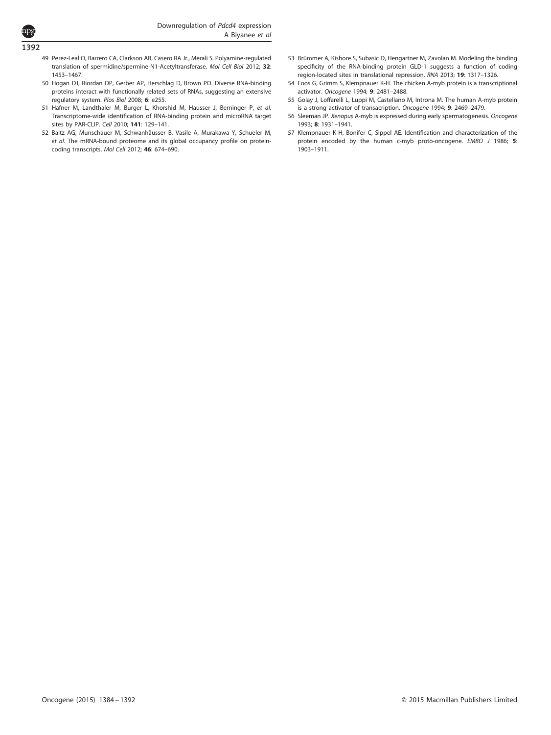49 Perez-Leal O, Barrero CA, Clarkson AB, Casero RA Jr., Merali S. Polyamine-regulated translation of spermidine/spermine-N1-Acetyltransferase. *Mol Cell Biol* 2012; **32**: 1453–1467.

50 Hogan DJ, Riordan DP, Gerber AP, Herschlag D, Brown PO. Diverse RNA-binding proteins interact with functionally related sets of RNAs, suggesting an extensive regulatory system. *Plos Biol* 2008; **6**: e255.

51 Hafner M, Landthaler M, Burger L, Khorshid M, Hausser J, Berninger P, *et al*. Transcriptome-wide identification of RNA-binding protein and microRNA target sites by PAR-CLIP. *Cell* 2010; **141**: 129–141.

52 Baltz AG, Munschauer M, Schwanhäusser B, Vasile A, Murakawa Y, Schueler M, *et al*. The mRNA-bound proteome and its global occupancy profile on protein-coding transcripts. *Mol Cell* 2012; **46**: 674–690.

53 Brümmer A, Kishore S, Subasic D, Hengartner M, Zavolan M. Modeling the binding specificity of the RNA-binding protein GLD-1 suggests a function of coding region-located sites in translational repression. *RNA* 2013; **19**: 1317–1326.

54 Foos G, Grimm S, Klempnauer K-H. The chicken A-myb protein is a transcriptional activator. *Oncogene* 1994; **9**: 2481–2488.

55 Golay J, Loffarelli L, Luppi M, Castellano M, Introna M. The human A-myb protein is a strong activator of transacription. *Oncogene* 1994; **9**: 2469–2479.

56 Sleeman JP. *Xenopus* A-myb is expressed during early spermatogenesis. *Oncogene* 1993; **8**: 1931–1941.

57 Klempnauer K-H, Bonifer C, Sippel AE. Identification and characterization of the protein encoded by the human c-myb proto-oncogene. *EMBO J* 1986; **5**: 1903–1911.